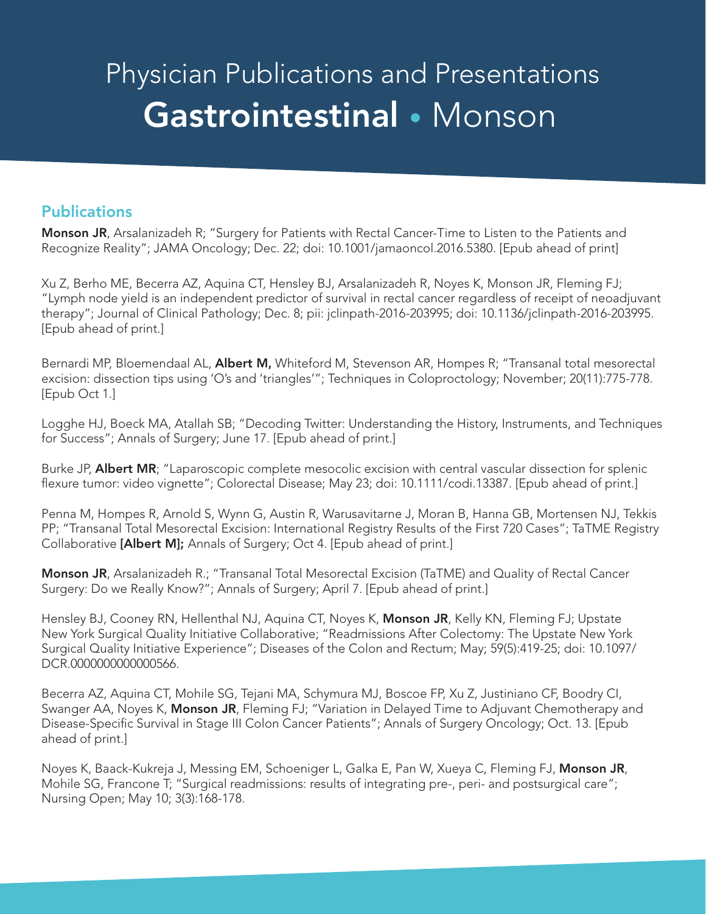# Physician Publications and Presentations
# **Gastrointestinal** • Monson

## Publications

**Monson JR**, Arsalanizadeh R; "Surgery for Patients with Rectal Cancer-Time to Listen to the Patients and Recognize Reality"; JAMA Oncology; Dec. 22; doi: 10.1001/jamaoncol.2016.5380. [Epub ahead of print]

Xu Z, Berho ME, Becerra AZ, Aquina CT, Hensley BJ, Arsalanizadeh R, Noyes K, Monson JR, Fleming FJ; "Lymph node yield is an independent predictor of survival in rectal cancer regardless of receipt of neoadjuvant therapy"; Journal of Clinical Pathology; Dec. 8; pii: jclinpath-2016-203995; doi: 10.1136/jclinpath-2016-203995. [Epub ahead of print.]

Bernardi MP, Bloemendaal AL, **Albert M,** Whiteford M, Stevenson AR, Hompes R; "Transanal total mesorectal excision: dissection tips using 'O's and 'triangles'"; Techniques in Coloproctology; November; 20(11):775-778. [Epub Oct 1.]

Logghe HJ, Boeck MA, Atallah SB; "Decoding Twitter: Understanding the History, Instruments, and Techniques for Success"; Annals of Surgery; June 17. [Epub ahead of print.]

Burke JP, **Albert MR**; "Laparoscopic complete mesocolic excision with central vascular dissection for splenic flexure tumor: video vignette"; Colorectal Disease; May 23; doi: 10.1111/codi.13387. [Epub ahead of print.]

Penna M, Hompes R, Arnold S, Wynn G, Austin R, Warusavitarne J, Moran B, Hanna GB, Mortensen NJ, Tekkis PP; "Transanal Total Mesorectal Excision: International Registry Results of the First 720 Cases"; TaTME Registry Collaborative **[Albert M];** Annals of Surgery; Oct 4. [Epub ahead of print.]

**Monson JR**, Arsalanizadeh R.; "Transanal Total Mesorectal Excision (TaTME) and Quality of Rectal Cancer Surgery: Do we Really Know?"; Annals of Surgery; April 7. [Epub ahead of print.]

Hensley BJ, Cooney RN, Hellenthal NJ, Aquina CT, Noyes K, **Monson JR**, Kelly KN, Fleming FJ; Upstate New York Surgical Quality Initiative Collaborative; "Readmissions After Colectomy: The Upstate New York Surgical Quality Initiative Experience"; Diseases of the Colon and Rectum; May; 59(5):419-25; doi: 10.1097/DCR.0000000000000566.

Becerra AZ, Aquina CT, Mohile SG, Tejani MA, Schymura MJ, Boscoe FP, Xu Z, Justiniano CF, Boodry CI, Swanger AA, Noyes K, **Monson JR**, Fleming FJ; "Variation in Delayed Time to Adjuvant Chemotherapy and Disease-Specific Survival in Stage III Colon Cancer Patients"; Annals of Surgery Oncology; Oct. 13. [Epub ahead of print.]

Noyes K, Baack-Kukreja J, Messing EM, Schoeniger L, Galka E, Pan W, Xueya C, Fleming FJ, **Monson JR**, Mohile SG, Francone T; "Surgical readmissions: results of integrating pre-, peri- and postsurgical care"; Nursing Open; May 10; 3(3):168-178.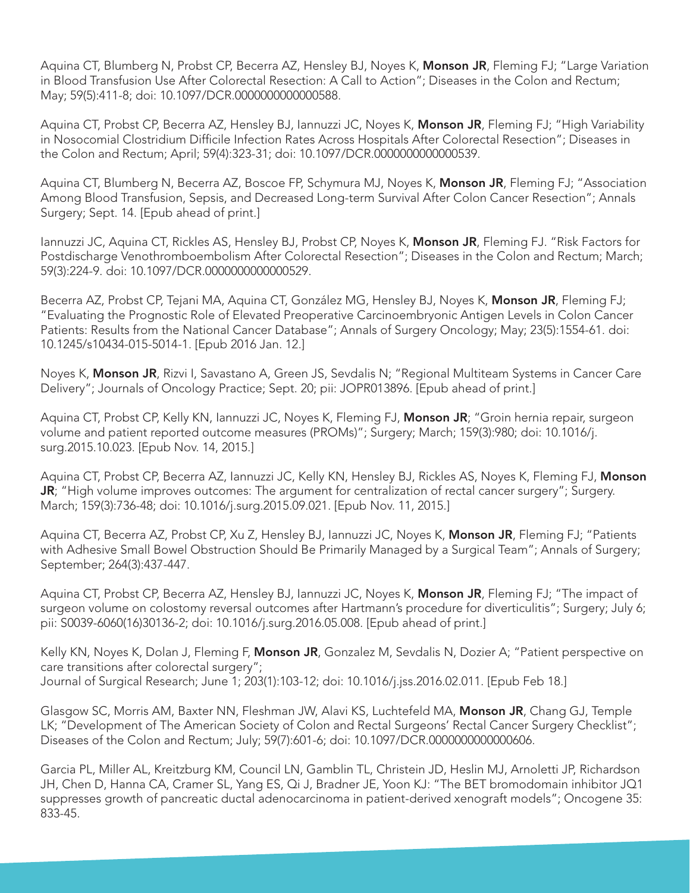Aquina CT, Blumberg N, Probst CP, Becerra AZ, Hensley BJ, Noyes K, **Monson JR**, Fleming FJ; "Large Variation in Blood Transfusion Use After Colorectal Resection: A Call to Action"; Diseases in the Colon and Rectum; May; 59(5):411-8; doi: 10.1097/DCR.0000000000000588.

Aquina CT, Probst CP, Becerra AZ, Hensley BJ, Iannuzzi JC, Noyes K, **Monson JR**, Fleming FJ; "High Variability in Nosocomial Clostridium Difficile Infection Rates Across Hospitals After Colorectal Resection"; Diseases in the Colon and Rectum; April; 59(4):323-31; doi: 10.1097/DCR.0000000000000539.

Aquina CT, Blumberg N, Becerra AZ, Boscoe FP, Schymura MJ, Noyes K, **Monson JR**, Fleming FJ; "Association Among Blood Transfusion, Sepsis, and Decreased Long-term Survival After Colon Cancer Resection"; Annals Surgery; Sept. 14. [Epub ahead of print.]

Iannuzzi JC, Aquina CT, Rickles AS, Hensley BJ, Probst CP, Noyes K, **Monson JR**, Fleming FJ. "Risk Factors for Postdischarge Venothromboembolism After Colorectal Resection"; Diseases in the Colon and Rectum; March; 59(3):224-9. doi: 10.1097/DCR.0000000000000529.

Becerra AZ, Probst CP, Tejani MA, Aquina CT, González MG, Hensley BJ, Noyes K, **Monson JR**, Fleming FJ; "Evaluating the Prognostic Role of Elevated Preoperative Carcinoembryonic Antigen Levels in Colon Cancer Patients: Results from the National Cancer Database"; Annals of Surgery Oncology; May; 23(5):1554-61. doi: 10.1245/s10434-015-5014-1. [Epub 2016 Jan. 12.]

Noyes K, **Monson JR**, Rizvi I, Savastano A, Green JS, Sevdalis N; "Regional Multiteam Systems in Cancer Care Delivery"; Journals of Oncology Practice; Sept. 20; pii: JOPR013896. [Epub ahead of print.]

Aquina CT, Probst CP, Kelly KN, Iannuzzi JC, Noyes K, Fleming FJ, **Monson JR**; "Groin hernia repair, surgeon volume and patient reported outcome measures (PROMs)"; Surgery; March; 159(3):980; doi: 10.1016/j.surg.2015.10.023. [Epub Nov. 14, 2015.]

Aquina CT, Probst CP, Becerra AZ, Iannuzzi JC, Kelly KN, Hensley BJ, Rickles AS, Noyes K, Fleming FJ, **Monson JR**; "High volume improves outcomes: The argument for centralization of rectal cancer surgery"; Surgery. March; 159(3):736-48; doi: 10.1016/j.surg.2015.09.021. [Epub Nov. 11, 2015.]

Aquina CT, Becerra AZ, Probst CP, Xu Z, Hensley BJ, Iannuzzi JC, Noyes K, **Monson JR**, Fleming FJ; "Patients with Adhesive Small Bowel Obstruction Should Be Primarily Managed by a Surgical Team"; Annals of Surgery; September; 264(3):437-447.

Aquina CT, Probst CP, Becerra AZ, Hensley BJ, Iannuzzi JC, Noyes K, **Monson JR**, Fleming FJ; "The impact of surgeon volume on colostomy reversal outcomes after Hartmann's procedure for diverticulitis"; Surgery; July 6; pii: S0039-6060(16)30136-2; doi: 10.1016/j.surg.2016.05.008. [Epub ahead of print.]

Kelly KN, Noyes K, Dolan J, Fleming F, **Monson JR**, Gonzalez M, Sevdalis N, Dozier A; "Patient perspective on care transitions after colorectal surgery";
Journal of Surgical Research; June 1; 203(1):103-12; doi: 10.1016/j.jss.2016.02.011. [Epub Feb 18.]

Glasgow SC, Morris AM, Baxter NN, Fleshman JW, Alavi KS, Luchtefeld MA, **Monson JR**, Chang GJ, Temple LK; "Development of The American Society of Colon and Rectal Surgeons' Rectal Cancer Surgery Checklist"; Diseases of the Colon and Rectum; July; 59(7):601-6; doi: 10.1097/DCR.0000000000000606.

Garcia PL, Miller AL, Kreitzburg KM, Council LN, Gamblin TL, Christein JD, Heslin MJ, Arnoletti JP, Richardson JH, Chen D, Hanna CA, Cramer SL, Yang ES, Qi J, Bradner JE, Yoon KJ: "The BET bromodomain inhibitor JQ1 suppresses growth of pancreatic ductal adenocarcinoma in patient-derived xenograft models"; Oncogene 35: 833-45.